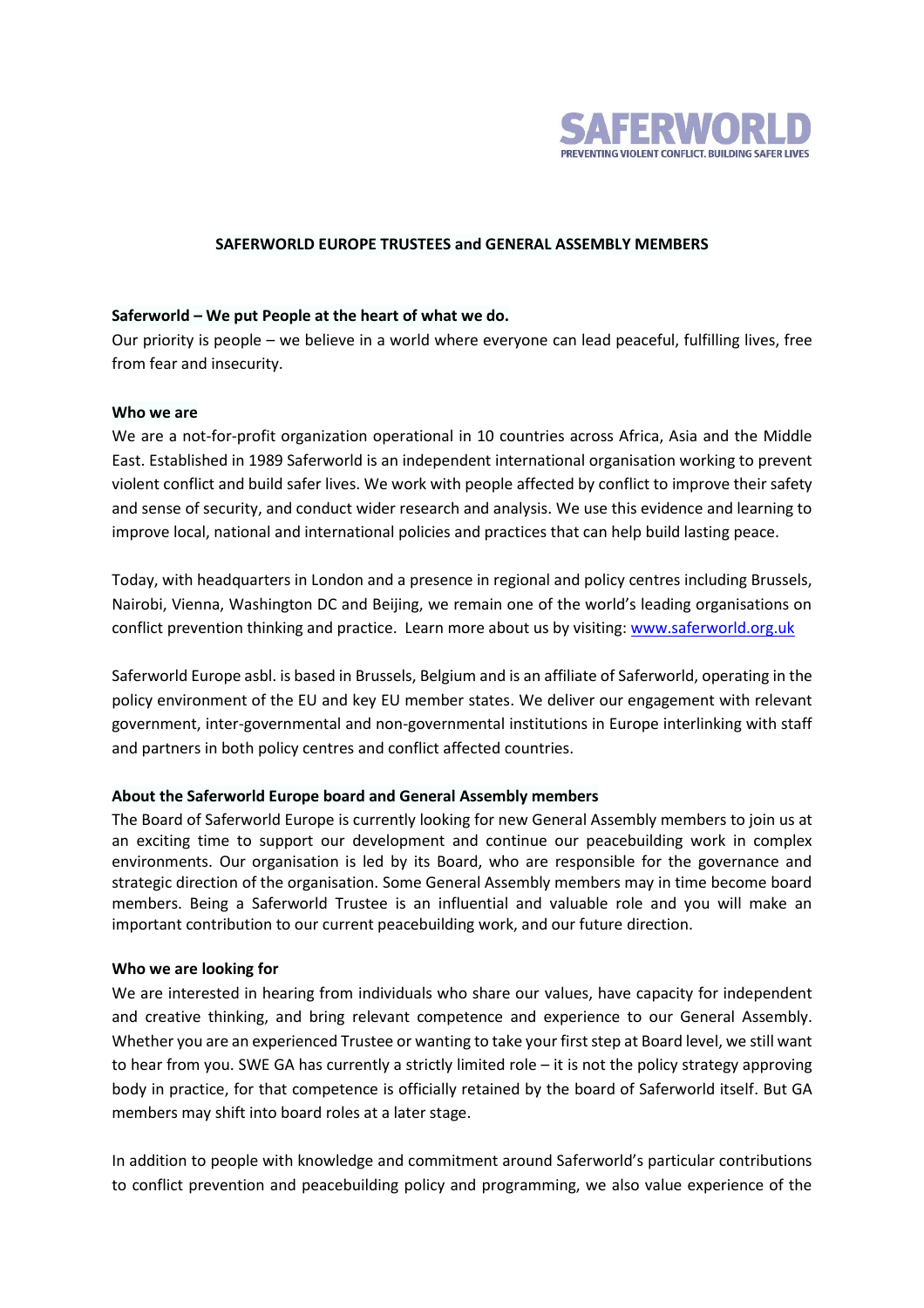SAFERWORLD

PREVENTING VIOLENT CONFLICT. BUILDING SAFER LIVES

# SAFERWORLD EUROPE TRUSTEES and GENERAL ASSEMBLY MEMBERS

**Saferworld – We put People at the heart of what we do.**

Our priority is people – we believe in a world where everyone can lead peaceful, fulfilling lives, free from fear and insecurity.

**Who we are**

We are a not-for-profit organization operational in 10 countries across Africa, Asia and the Middle East. Established in 1989 Saferworld is an independent international organisation working to prevent violent conflict and build safer lives. We work with people affected by conflict to improve their safety and sense of security, and conduct wider research and analysis. We use this evidence and learning to improve local, national and international policies and practices that can help build lasting peace.

Today, with headquarters in London and a presence in regional and policy centres including Brussels, Nairobi, Vienna, Washington DC and Beijing, we remain one of the world's leading organisations on conflict prevention thinking and practice. Learn more about us by visiting: [www.saferworld.org.uk](www.saferworld.org.uk)

Saferworld Europe asbl. is based in Brussels, Belgium and is an affiliate of Saferworld, operating in the policy environment of the EU and key EU member states. We deliver our engagement with relevant government, inter-governmental and non-governmental institutions in Europe interlinking with staff and partners in both policy centres and conflict affected countries.

**About the Saferworld Europe board and General Assembly members**

The Board of Saferworld Europe is currently looking for new General Assembly members to join us at an exciting time to support our development and continue our peacebuilding work in complex environments. Our organisation is led by its Board, who are responsible for the governance and strategic direction of the organisation. Some General Assembly members may in time become board members. Being a Saferworld Trustee is an influential and valuable role and you will make an important contribution to our current peacebuilding work, and our future direction.

**Who we are looking for**

We are interested in hearing from individuals who share our values, have capacity for independent and creative thinking, and bring relevant competence and experience to our General Assembly. Whether you are an experienced Trustee or wanting to take your first step at Board level, we still want to hear from you. SWE GA has currently a strictly limited role – it is not the policy strategy approving body in practice, for that competence is officially retained by the board of Saferworld itself. But GA members may shift into board roles at a later stage.

In addition to people with knowledge and commitment around Saferworld's particular contributions to conflict prevention and peacebuilding policy and programming, we also value experience of the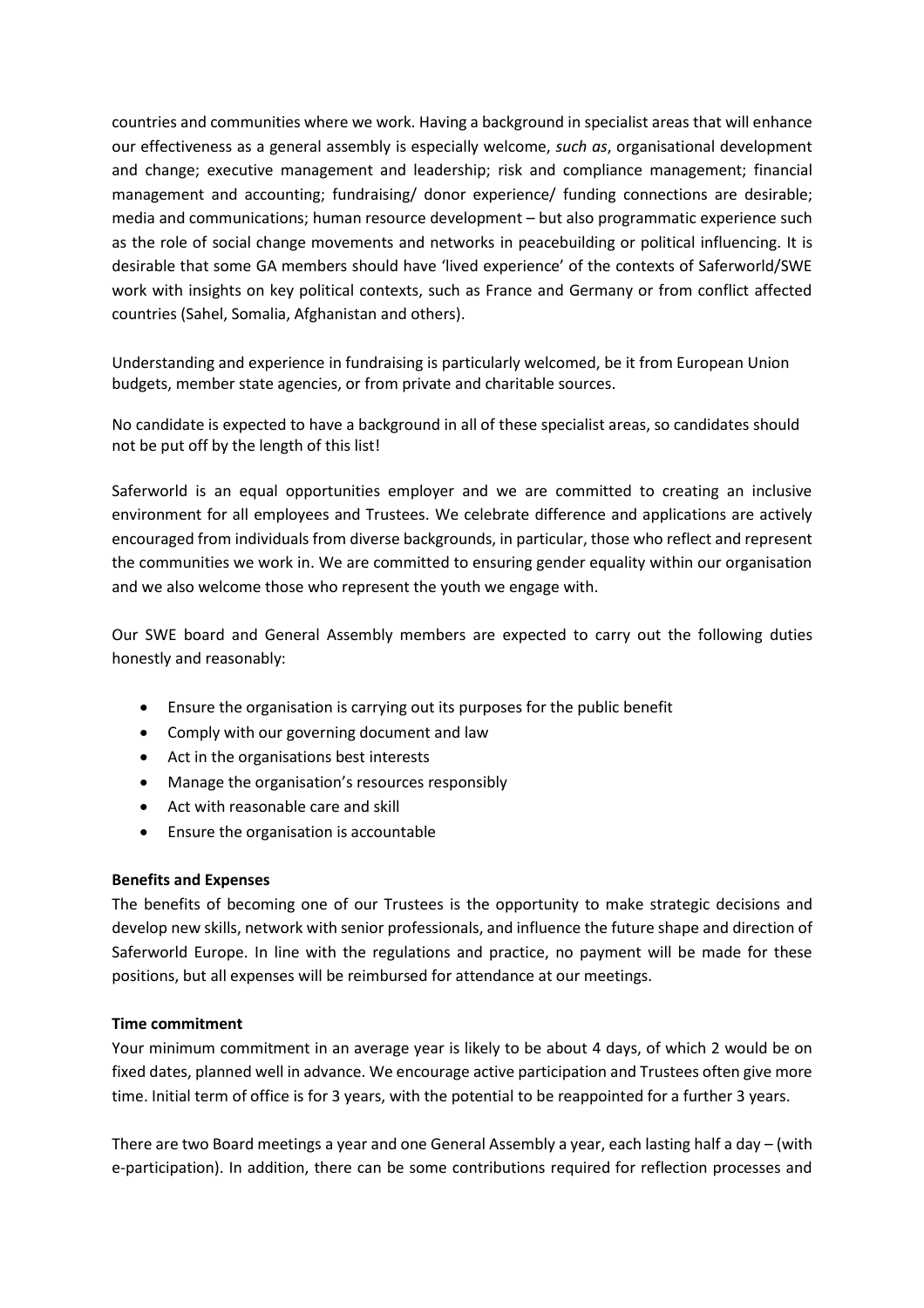countries and communities where we work. Having a background in specialist areas that will enhance our effectiveness as a general assembly is especially welcome, *such as*, organisational development and change; executive management and leadership; risk and compliance management; financial management and accounting; fundraising/ donor experience/ funding connections are desirable; media and communications; human resource development – but also programmatic experience such as the role of social change movements and networks in peacebuilding or political influencing. It is desirable that some GA members should have 'lived experience' of the contexts of Saferworld/SWE work with insights on key political contexts, such as France and Germany or from conflict affected countries (Sahel, Somalia, Afghanistan and others).

Understanding and experience in fundraising is particularly welcomed, be it from European Union budgets, member state agencies, or from private and charitable sources.

No candidate is expected to have a background in all of these specialist areas, so candidates should not be put off by the length of this list!

Saferworld is an equal opportunities employer and we are committed to creating an inclusive environment for all employees and Trustees. We celebrate difference and applications are actively encouraged from individuals from diverse backgrounds, in particular, those who reflect and represent the communities we work in. We are committed to ensuring gender equality within our organisation and we also welcome those who represent the youth we engage with.

Our SWE board and General Assembly members are expected to carry out the following duties honestly and reasonably:

- Ensure the organisation is carrying out its purposes for the public benefit
- Comply with our governing document and law
- Act in the organisations best interests
- Manage the organisation's resources responsibly
- Act with reasonable care and skill
- Ensure the organisation is accountable

**Benefits and Expenses**

The benefits of becoming one of our Trustees is the opportunity to make strategic decisions and develop new skills, network with senior professionals, and influence the future shape and direction of Saferworld Europe. In line with the regulations and practice, no payment will be made for these positions, but all expenses will be reimbursed for attendance at our meetings.

**Time commitment**

Your minimum commitment in an average year is likely to be about 4 days, of which 2 would be on fixed dates, planned well in advance. We encourage active participation and Trustees often give more time. Initial term of office is for 3 years, with the potential to be reappointed for a further 3 years.

There are two Board meetings a year and one General Assembly a year, each lasting half a day – (with e-participation). In addition, there can be some contributions required for reflection processes and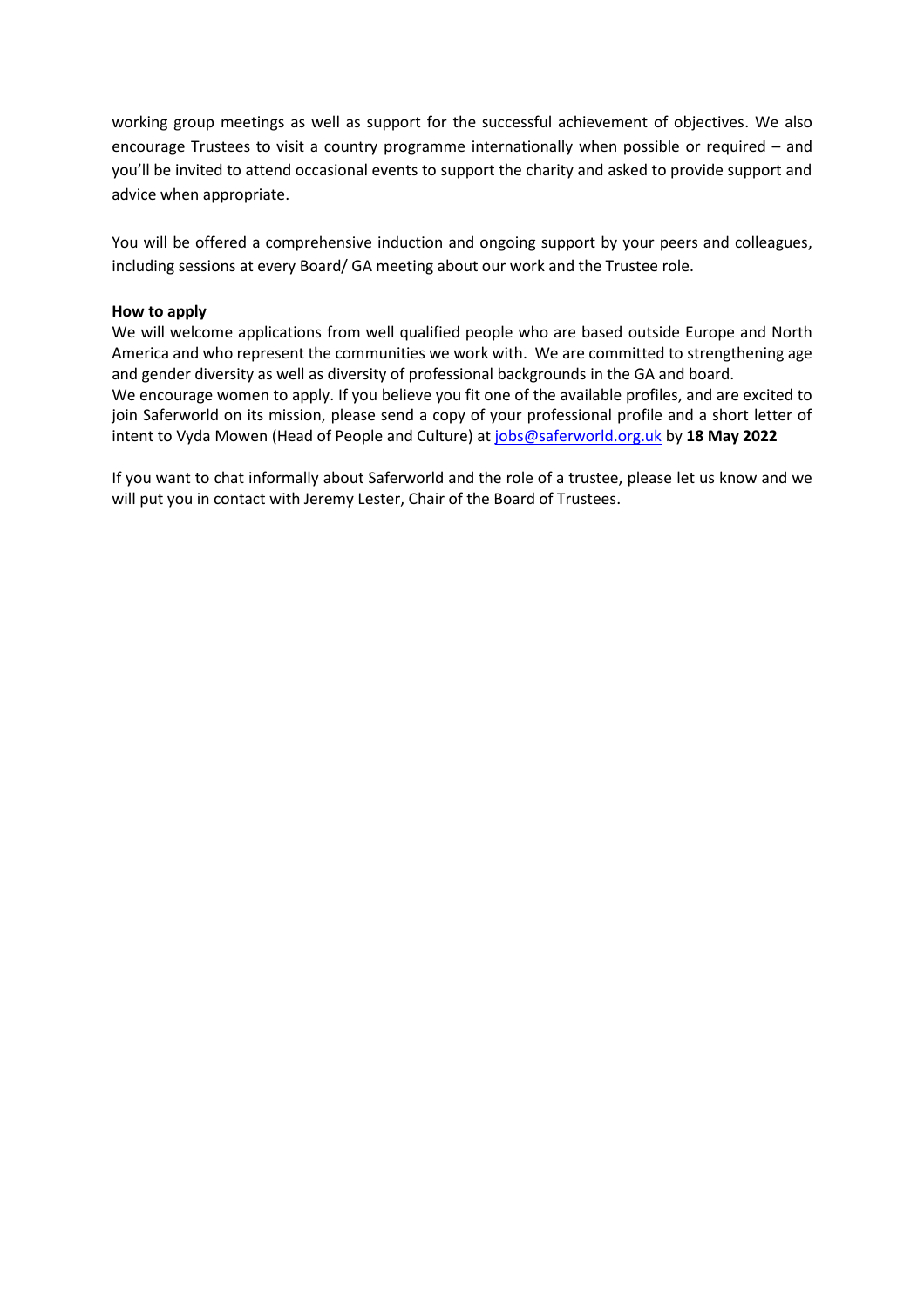working group meetings as well as support for the successful achievement of objectives. We also encourage Trustees to visit a country programme internationally when possible or required – and you'll be invited to attend occasional events to support the charity and asked to provide support and advice when appropriate.

You will be offered a comprehensive induction and ongoing support by your peers and colleagues, including sessions at every Board/ GA meeting about our work and the Trustee role.

**How to apply**

We will welcome applications from well qualified people who are based outside Europe and North America and who represent the communities we work with. We are committed to strengthening age and gender diversity as well as diversity of professional backgrounds in the GA and board.

We encourage women to apply. If you believe you fit one of the available profiles, and are excited to join Saferworld on its mission, please send a copy of your professional profile and a short letter of intent to Vyda Mowen (Head of People and Culture) at jobs@saferworld.org.uk by **18 May 2022**

If you want to chat informally about Saferworld and the role of a trustee, please let us know and we will put you in contact with Jeremy Lester, Chair of the Board of Trustees.